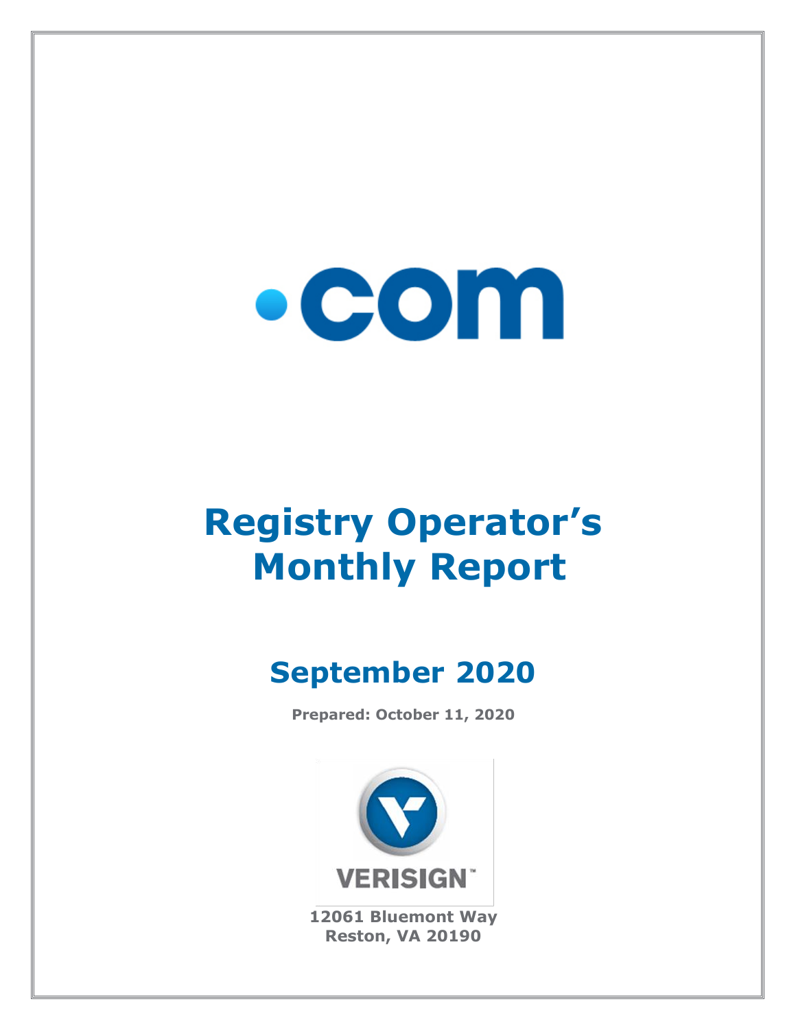# .com

# Registry Operator's Monthly Report

## September 2020

**Prepared: October 11, 2020**

VERISIGN™

**12061 Bluemont Way**
**Reston, VA 20190**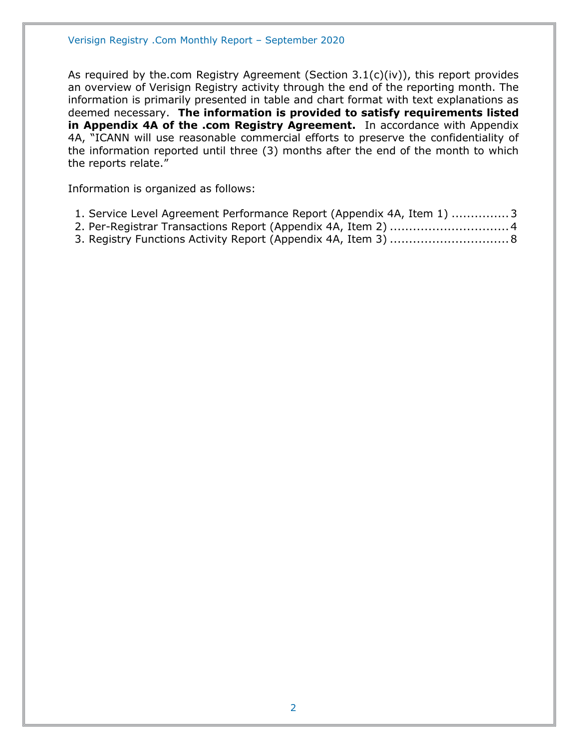As required by the.com Registry Agreement (Section 3.1(c)(iv)), this report provides an overview of Verisign Registry activity through the end of the reporting month. The information is primarily presented in table and chart format with text explanations as deemed necessary. **The information is provided to satisfy requirements listed in Appendix 4A of the .com Registry Agreement.** In accordance with Appendix 4A, "ICANN will use reasonable commercial efforts to preserve the confidentiality of the information reported until three (3) months after the end of the month to which the reports relate."

Information is organized as follows:

1. Service Level Agreement Performance Report (Appendix 4A, Item 1) ............... 3
2. Per-Registrar Transactions Report (Appendix 4A, Item 2) ............................... 4
3. Registry Functions Activity Report (Appendix 4A, Item 3) ............................... 8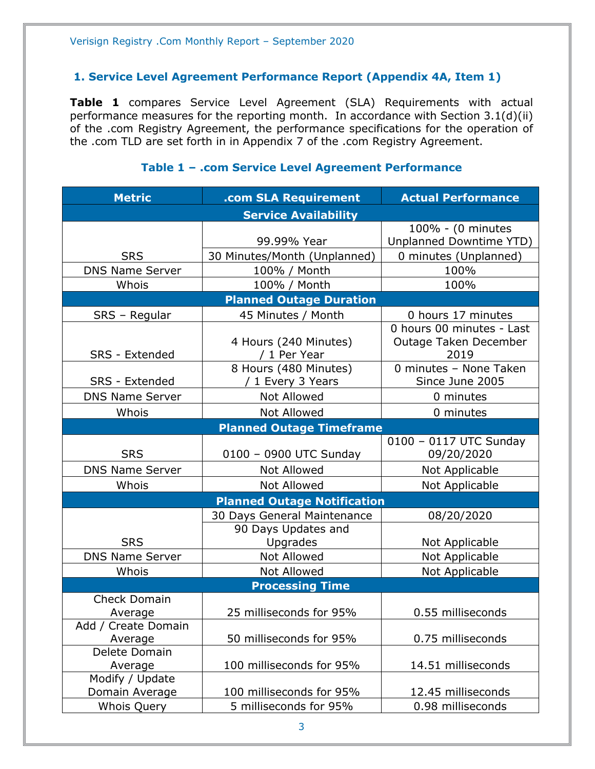## 1. Service Level Agreement Performance Report (Appendix 4A, Item 1)

**Table 1** compares Service Level Agreement (SLA) Requirements with actual performance measures for the reporting month. In accordance with Section 3.1(d)(ii) of the .com Registry Agreement, the performance specifications for the operation of the .com TLD are set forth in in Appendix 7 of the .com Registry Agreement.

### Table 1 – .com Service Level Agreement Performance

| Metric | .com SLA Requirement | Actual Performance |
|---|---|---|
| **Service Availability** | | |
| SRS | 99.99% Year | 100% - (0 minutes Unplanned Downtime YTD) |
| | 30 Minutes/Month (Unplanned) | 0 minutes (Unplanned) |
| DNS Name Server | 100% / Month | 100% |
| Whois | 100% / Month | 100% |
| **Planned Outage Duration** | | |
| SRS – Regular | 45 Minutes / Month | 0 hours 17 minutes |
| SRS - Extended | 4 Hours (240 Minutes) / 1 Per Year | 0 hours 00 minutes - Last Outage Taken December 2019 |
| SRS - Extended | 8 Hours (480 Minutes) / 1 Every 3 Years | 0 minutes – None Taken Since June 2005 |
| DNS Name Server | Not Allowed | 0 minutes |
| Whois | Not Allowed | 0 minutes |
| **Planned Outage Timeframe** | | |
| SRS | 0100 – 0900 UTC Sunday | 0100 – 0117 UTC Sunday 09/20/2020 |
| DNS Name Server | Not Allowed | Not Applicable |
| Whois | Not Allowed | Not Applicable |
| **Planned Outage Notification** | | |
| SRS | 30 Days General Maintenance | 08/20/2020 |
| | 90 Days Updates and Upgrades | Not Applicable |
| DNS Name Server | Not Allowed | Not Applicable |
| Whois | Not Allowed | Not Applicable |
| **Processing Time** | | |
| Check Domain Average | 25 milliseconds for 95% | 0.55 milliseconds |
| Add / Create Domain Average | 50 milliseconds for 95% | 0.75 milliseconds |
| Delete Domain Average | 100 milliseconds for 95% | 14.51 milliseconds |
| Modify / Update Domain Average | 100 milliseconds for 95% | 12.45 milliseconds |
| Whois Query | 5 milliseconds for 95% | 0.98 milliseconds |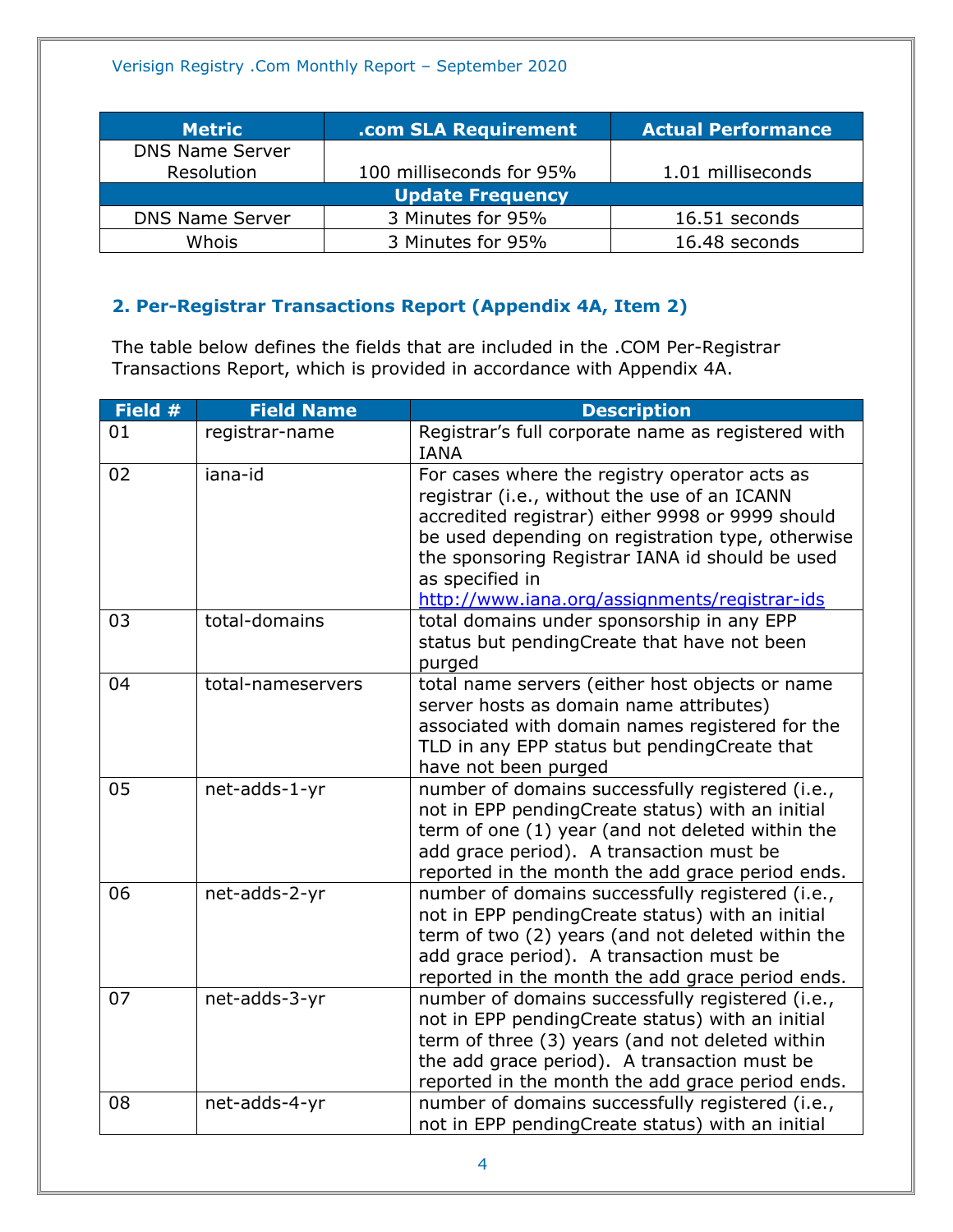| Metric | .com SLA Requirement | Actual Performance |
|---|---|---|
| DNS Name Server Resolution | 100 milliseconds for 95% | 1.01 milliseconds |
| **Update Frequency** | | |
| DNS Name Server | 3 Minutes for 95% | 16.51 seconds |
| Whois | 3 Minutes for 95% | 16.48 seconds |

## 2. Per-Registrar Transactions Report (Appendix 4A, Item 2)

The table below defines the fields that are included in the .COM Per-Registrar Transactions Report, which is provided in accordance with Appendix 4A.

| Field # | Field Name | Description |
|---|---|---|
| 01 | registrar-name | Registrar's full corporate name as registered with IANA |
| 02 | iana-id | For cases where the registry operator acts as registrar (i.e., without the use of an ICANN accredited registrar) either 9998 or 9999 should be used depending on registration type, otherwise the sponsoring Registrar IANA id should be used as specified in http://www.iana.org/assignments/registrar-ids |
| 03 | total-domains | total domains under sponsorship in any EPP status but pendingCreate that have not been purged |
| 04 | total-nameservers | total name servers (either host objects or name server hosts as domain name attributes) associated with domain names registered for the TLD in any EPP status but pendingCreate that have not been purged |
| 05 | net-adds-1-yr | number of domains successfully registered (i.e., not in EPP pendingCreate status) with an initial term of one (1) year (and not deleted within the add grace period). A transaction must be reported in the month the add grace period ends. |
| 06 | net-adds-2-yr | number of domains successfully registered (i.e., not in EPP pendingCreate status) with an initial term of two (2) years (and not deleted within the add grace period). A transaction must be reported in the month the add grace period ends. |
| 07 | net-adds-3-yr | number of domains successfully registered (i.e., not in EPP pendingCreate status) with an initial term of three (3) years (and not deleted within the add grace period). A transaction must be reported in the month the add grace period ends. |
| 08 | net-adds-4-yr | number of domains successfully registered (i.e., not in EPP pendingCreate status) with an initial |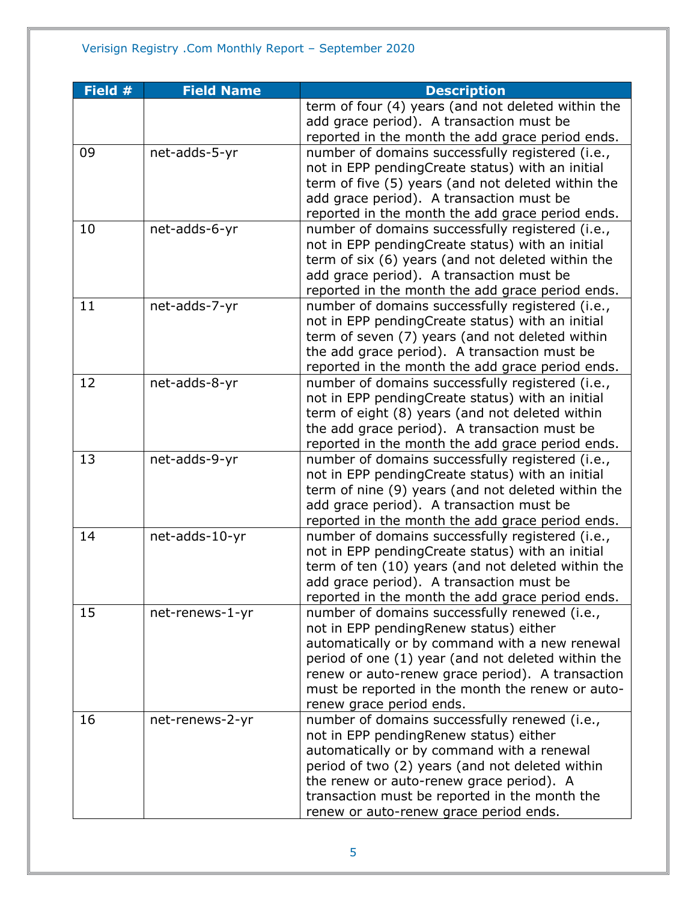| Field # | Field Name | Description |
|---|---|---|
| | | term of four (4) years (and not deleted within the add grace period). A transaction must be reported in the month the add grace period ends. |
| 09 | net-adds-5-yr | number of domains successfully registered (i.e., not in EPP pendingCreate status) with an initial term of five (5) years (and not deleted within the add grace period). A transaction must be reported in the month the add grace period ends. |
| 10 | net-adds-6-yr | number of domains successfully registered (i.e., not in EPP pendingCreate status) with an initial term of six (6) years (and not deleted within the add grace period). A transaction must be reported in the month the add grace period ends. |
| 11 | net-adds-7-yr | number of domains successfully registered (i.e., not in EPP pendingCreate status) with an initial term of seven (7) years (and not deleted within the add grace period). A transaction must be reported in the month the add grace period ends. |
| 12 | net-adds-8-yr | number of domains successfully registered (i.e., not in EPP pendingCreate status) with an initial term of eight (8) years (and not deleted within the add grace period). A transaction must be reported in the month the add grace period ends. |
| 13 | net-adds-9-yr | number of domains successfully registered (i.e., not in EPP pendingCreate status) with an initial term of nine (9) years (and not deleted within the add grace period). A transaction must be reported in the month the add grace period ends. |
| 14 | net-adds-10-yr | number of domains successfully registered (i.e., not in EPP pendingCreate status) with an initial term of ten (10) years (and not deleted within the add grace period). A transaction must be reported in the month the add grace period ends. |
| 15 | net-renews-1-yr | number of domains successfully renewed (i.e., not in EPP pendingRenew status) either automatically or by command with a new renewal period of one (1) year (and not deleted within the renew or auto-renew grace period). A transaction must be reported in the month the renew or auto-renew grace period ends. |
| 16 | net-renews-2-yr | number of domains successfully renewed (i.e., not in EPP pendingRenew status) either automatically or by command with a renewal period of two (2) years (and not deleted within the renew or auto-renew grace period). A transaction must be reported in the month the renew or auto-renew grace period ends. |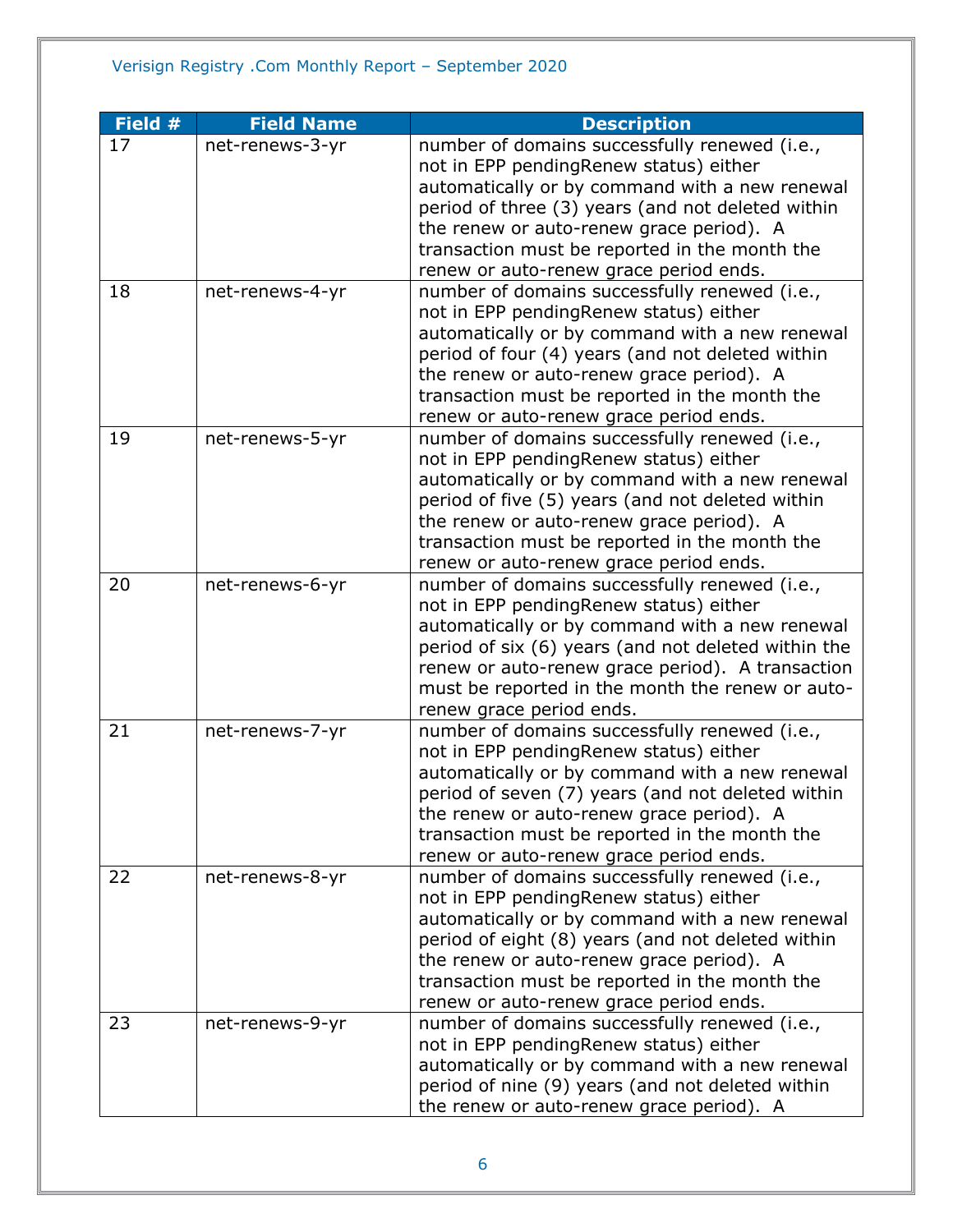| Field # | Field Name | Description |
|---|---|---|
| 17 | net-renews-3-yr | number of domains successfully renewed (i.e., not in EPP pendingRenew status) either automatically or by command with a new renewal period of three (3) years (and not deleted within the renew or auto-renew grace period). A transaction must be reported in the month the renew or auto-renew grace period ends. |
| 18 | net-renews-4-yr | number of domains successfully renewed (i.e., not in EPP pendingRenew status) either automatically or by command with a new renewal period of four (4) years (and not deleted within the renew or auto-renew grace period). A transaction must be reported in the month the renew or auto-renew grace period ends. |
| 19 | net-renews-5-yr | number of domains successfully renewed (i.e., not in EPP pendingRenew status) either automatically or by command with a new renewal period of five (5) years (and not deleted within the renew or auto-renew grace period). A transaction must be reported in the month the renew or auto-renew grace period ends. |
| 20 | net-renews-6-yr | number of domains successfully renewed (i.e., not in EPP pendingRenew status) either automatically or by command with a new renewal period of six (6) years (and not deleted within the renew or auto-renew grace period). A transaction must be reported in the month the renew or auto-renew grace period ends. |
| 21 | net-renews-7-yr | number of domains successfully renewed (i.e., not in EPP pendingRenew status) either automatically or by command with a new renewal period of seven (7) years (and not deleted within the renew or auto-renew grace period). A transaction must be reported in the month the renew or auto-renew grace period ends. |
| 22 | net-renews-8-yr | number of domains successfully renewed (i.e., not in EPP pendingRenew status) either automatically or by command with a new renewal period of eight (8) years (and not deleted within the renew or auto-renew grace period). A transaction must be reported in the month the renew or auto-renew grace period ends. |
| 23 | net-renews-9-yr | number of domains successfully renewed (i.e., not in EPP pendingRenew status) either automatically or by command with a new renewal period of nine (9) years (and not deleted within the renew or auto-renew grace period). A |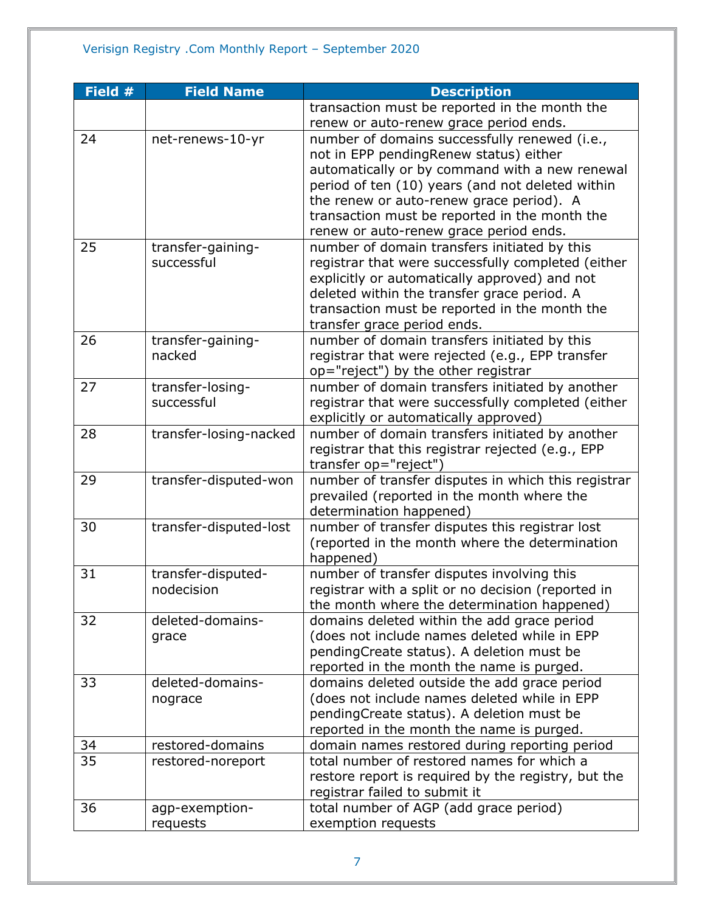| Field # | Field Name | Description |
|---|---|---|
| | | transaction must be reported in the month the renew or auto-renew grace period ends. |
| 24 | net-renews-10-yr | number of domains successfully renewed (i.e., not in EPP pendingRenew status) either automatically or by command with a new renewal period of ten (10) years (and not deleted within the renew or auto-renew grace period). A transaction must be reported in the month the renew or auto-renew grace period ends. |
| 25 | transfer-gaining-successful | number of domain transfers initiated by this registrar that were successfully completed (either explicitly or automatically approved) and not deleted within the transfer grace period. A transaction must be reported in the month the transfer grace period ends. |
| 26 | transfer-gaining-nacked | number of domain transfers initiated by this registrar that were rejected (e.g., EPP transfer op="reject") by the other registrar |
| 27 | transfer-losing-successful | number of domain transfers initiated by another registrar that were successfully completed (either explicitly or automatically approved) |
| 28 | transfer-losing-nacked | number of domain transfers initiated by another registrar that this registrar rejected (e.g., EPP transfer op="reject") |
| 29 | transfer-disputed-won | number of transfer disputes in which this registrar prevailed (reported in the month where the determination happened) |
| 30 | transfer-disputed-lost | number of transfer disputes this registrar lost (reported in the month where the determination happened) |
| 31 | transfer-disputed-nodecision | number of transfer disputes involving this registrar with a split or no decision (reported in the month where the determination happened) |
| 32 | deleted-domains-grace | domains deleted within the add grace period (does not include names deleted while in EPP pendingCreate status). A deletion must be reported in the month the name is purged. |
| 33 | deleted-domains-nograce | domains deleted outside the add grace period (does not include names deleted while in EPP pendingCreate status). A deletion must be reported in the month the name is purged. |
| 34 | restored-domains | domain names restored during reporting period |
| 35 | restored-noreport | total number of restored names for which a restore report is required by the registry, but the registrar failed to submit it |
| 36 | agp-exemption-requests | total number of AGP (add grace period) exemption requests |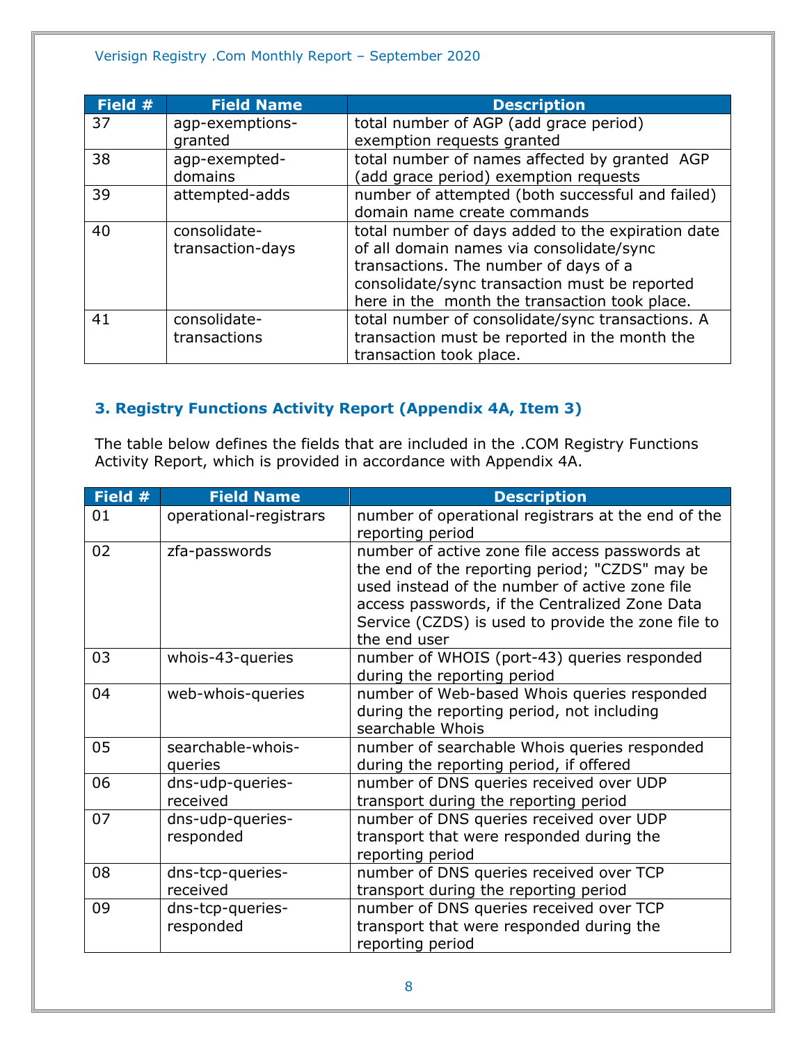| Field # | Field Name | Description |
| --- | --- | --- |
| 37 | agp-exemptions-granted | total number of AGP (add grace period) exemption requests granted |
| 38 | agp-exempted-domains | total number of names affected by granted AGP (add grace period) exemption requests |
| 39 | attempted-adds | number of attempted (both successful and failed) domain name create commands |
| 40 | consolidate-transaction-days | total number of days added to the expiration date of all domain names via consolidate/sync transactions. The number of days of a consolidate/sync transaction must be reported here in the month the transaction took place. |
| 41 | consolidate-transactions | total number of consolidate/sync transactions. A transaction must be reported in the month the transaction took place. |

### 3. Registry Functions Activity Report (Appendix 4A, Item 3)

The table below defines the fields that are included in the .COM Registry Functions Activity Report, which is provided in accordance with Appendix 4A.

| Field # | Field Name | Description |
| --- | --- | --- |
| 01 | operational-registrars | number of operational registrars at the end of the reporting period |
| 02 | zfa-passwords | number of active zone file access passwords at the end of the reporting period; "CZDS" may be used instead of the number of active zone file access passwords, if the Centralized Zone Data Service (CZDS) is used to provide the zone file to the end user |
| 03 | whois-43-queries | number of WHOIS (port-43) queries responded during the reporting period |
| 04 | web-whois-queries | number of Web-based Whois queries responded during the reporting period, not including searchable Whois |
| 05 | searchable-whois-queries | number of searchable Whois queries responded during the reporting period, if offered |
| 06 | dns-udp-queries-received | number of DNS queries received over UDP transport during the reporting period |
| 07 | dns-udp-queries-responded | number of DNS queries received over UDP transport that were responded during the reporting period |
| 08 | dns-tcp-queries-received | number of DNS queries received over TCP transport during the reporting period |
| 09 | dns-tcp-queries-responded | number of DNS queries received over TCP transport that were responded during the reporting period |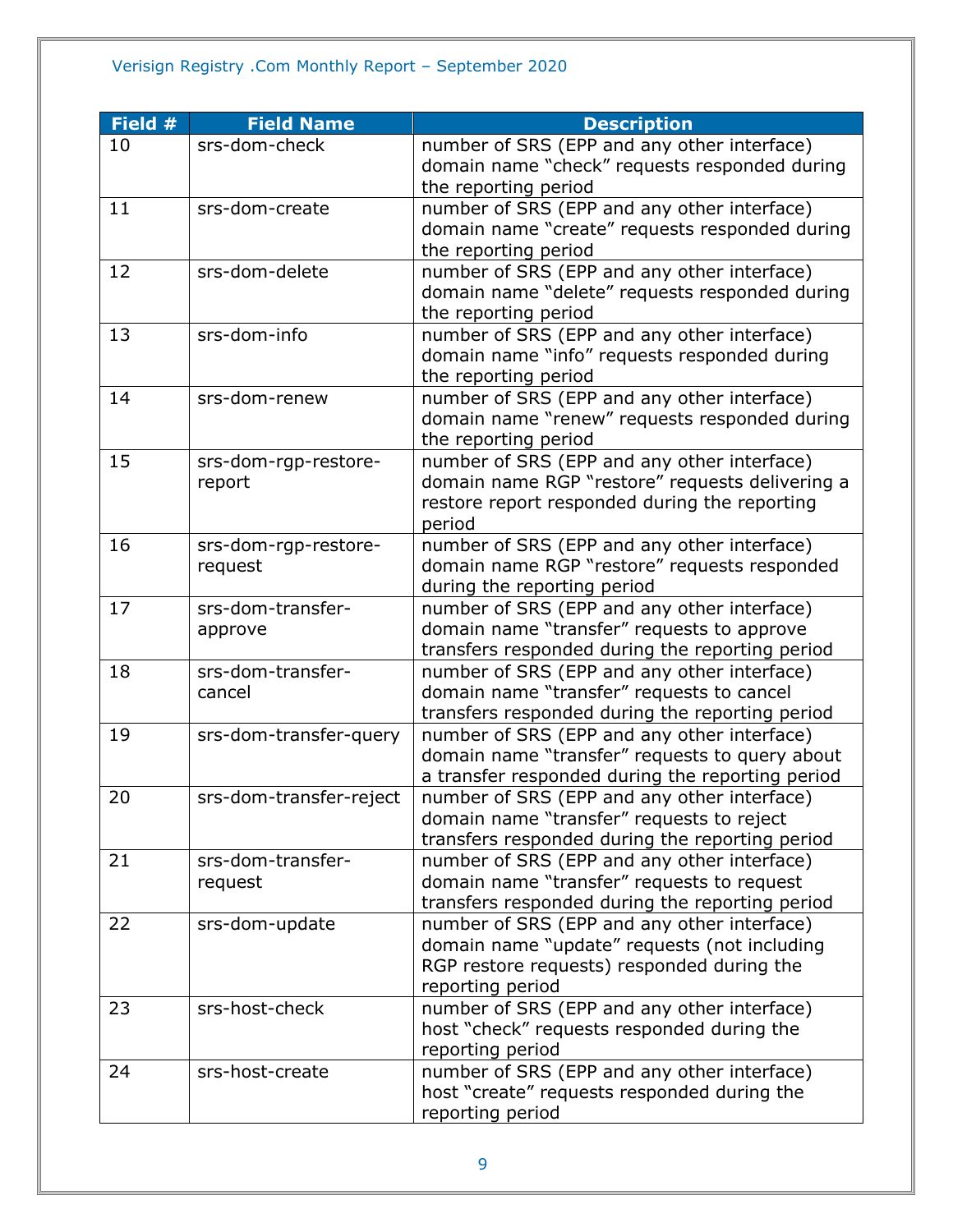| Field # | Field Name | Description |
|---|---|---|
| 10 | srs-dom-check | number of SRS (EPP and any other interface) domain name “check” requests responded during the reporting period |
| 11 | srs-dom-create | number of SRS (EPP and any other interface) domain name “create” requests responded during the reporting period |
| 12 | srs-dom-delete | number of SRS (EPP and any other interface) domain name “delete” requests responded during the reporting period |
| 13 | srs-dom-info | number of SRS (EPP and any other interface) domain name “info” requests responded during the reporting period |
| 14 | srs-dom-renew | number of SRS (EPP and any other interface) domain name “renew” requests responded during the reporting period |
| 15 | srs-dom-rgp-restore-report | number of SRS (EPP and any other interface) domain name RGP “restore” requests delivering a restore report responded during the reporting period |
| 16 | srs-dom-rgp-restore-request | number of SRS (EPP and any other interface) domain name RGP “restore” requests responded during the reporting period |
| 17 | srs-dom-transfer-approve | number of SRS (EPP and any other interface) domain name “transfer” requests to approve transfers responded during the reporting period |
| 18 | srs-dom-transfer-cancel | number of SRS (EPP and any other interface) domain name “transfer” requests to cancel transfers responded during the reporting period |
| 19 | srs-dom-transfer-query | number of SRS (EPP and any other interface) domain name “transfer” requests to query about a transfer responded during the reporting period |
| 20 | srs-dom-transfer-reject | number of SRS (EPP and any other interface) domain name “transfer” requests to reject transfers responded during the reporting period |
| 21 | srs-dom-transfer-request | number of SRS (EPP and any other interface) domain name “transfer” requests to request transfers responded during the reporting period |
| 22 | srs-dom-update | number of SRS (EPP and any other interface) domain name “update” requests (not including RGP restore requests) responded during the reporting period |
| 23 | srs-host-check | number of SRS (EPP and any other interface) host “check” requests responded during the reporting period |
| 24 | srs-host-create | number of SRS (EPP and any other interface) host “create” requests responded during the reporting period |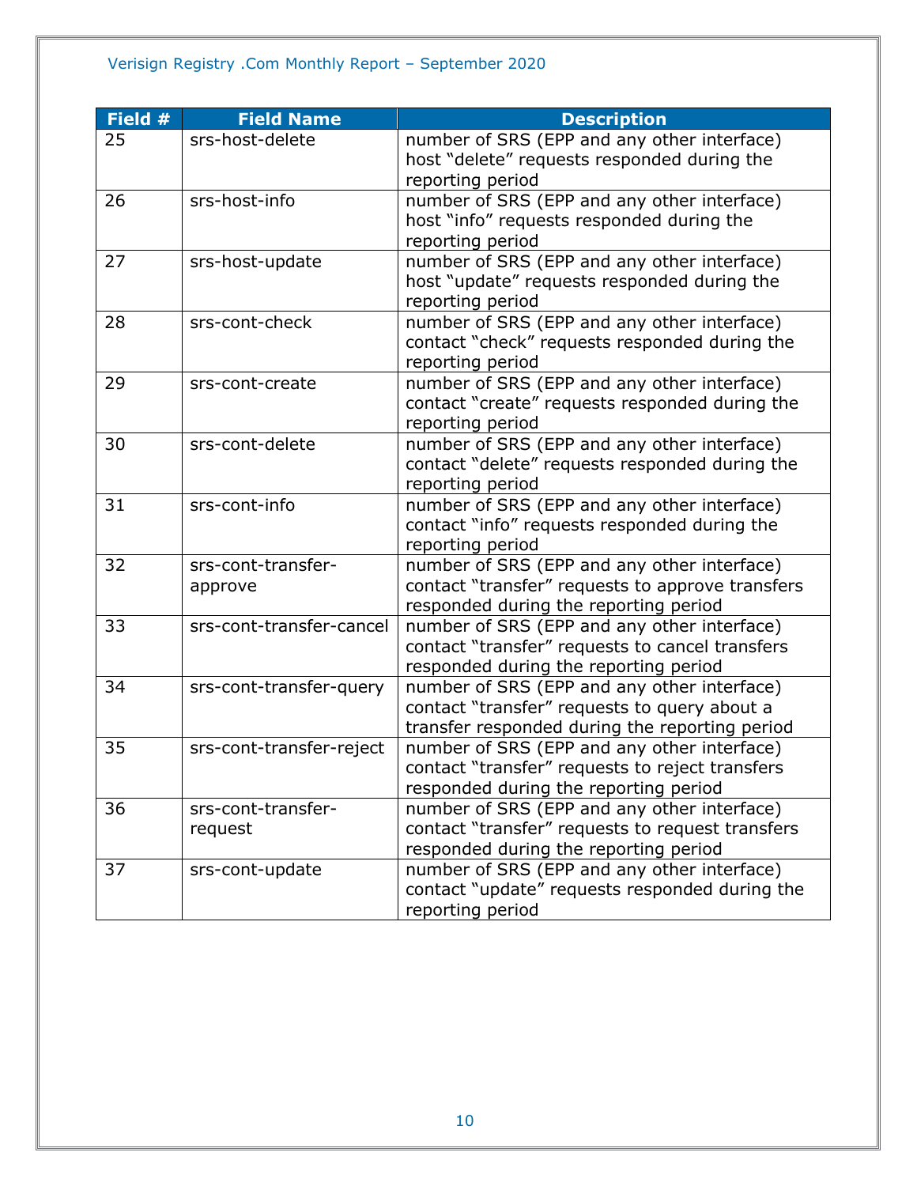| Field # | Field Name | Description |
|---|---|---|
| 25 | srs-host-delete | number of SRS (EPP and any other interface) host "delete" requests responded during the reporting period |
| 26 | srs-host-info | number of SRS (EPP and any other interface) host "info" requests responded during the reporting period |
| 27 | srs-host-update | number of SRS (EPP and any other interface) host "update" requests responded during the reporting period |
| 28 | srs-cont-check | number of SRS (EPP and any other interface) contact "check" requests responded during the reporting period |
| 29 | srs-cont-create | number of SRS (EPP and any other interface) contact "create" requests responded during the reporting period |
| 30 | srs-cont-delete | number of SRS (EPP and any other interface) contact "delete" requests responded during the reporting period |
| 31 | srs-cont-info | number of SRS (EPP and any other interface) contact "info" requests responded during the reporting period |
| 32 | srs-cont-transfer-approve | number of SRS (EPP and any other interface) contact "transfer" requests to approve transfers responded during the reporting period |
| 33 | srs-cont-transfer-cancel | number of SRS (EPP and any other interface) contact "transfer" requests to cancel transfers responded during the reporting period |
| 34 | srs-cont-transfer-query | number of SRS (EPP and any other interface) contact "transfer" requests to query about a transfer responded during the reporting period |
| 35 | srs-cont-transfer-reject | number of SRS (EPP and any other interface) contact "transfer" requests to reject transfers responded during the reporting period |
| 36 | srs-cont-transfer-request | number of SRS (EPP and any other interface) contact "transfer" requests to request transfers responded during the reporting period |
| 37 | srs-cont-update | number of SRS (EPP and any other interface) contact "update" requests responded during the reporting period |